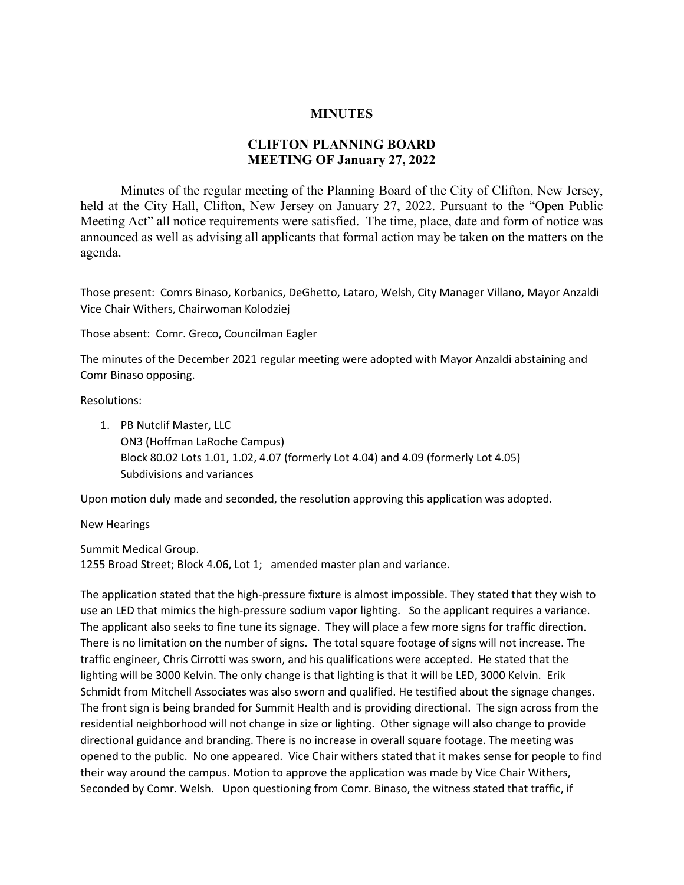# MINUTES

## CLIFTON PLANNING BOARD
## MEETING OF January 27, 2022

Minutes of the regular meeting of the Planning Board of the City of Clifton, New Jersey, held at the City Hall, Clifton, New Jersey on January 27, 2022. Pursuant to the "Open Public Meeting Act" all notice requirements were satisfied. The time, place, date and form of notice was announced as well as advising all applicants that formal action may be taken on the matters on the agenda.

Those present: Comrs Binaso, Korbanics, DeGhetto, Lataro, Welsh, City Manager Villano, Mayor Anzaldi Vice Chair Withers, Chairwoman Kolodziej

Those absent: Comr. Greco, Councilman Eagler

The minutes of the December 2021 regular meeting were adopted with Mayor Anzaldi abstaining and Comr Binaso opposing.

Resolutions:

1. PB Nutclif Master, LLC
   ON3 (Hoffman LaRoche Campus)
   Block 80.02 Lots 1.01, 1.02, 4.07 (formerly Lot 4.04) and 4.09 (formerly Lot 4.05)
   Subdivisions and variances

Upon motion duly made and seconded, the resolution approving this application was adopted.

New Hearings

Summit Medical Group.
1255 Broad Street; Block 4.06, Lot 1; amended master plan and variance.

The application stated that the high-pressure fixture is almost impossible. They stated that they wish to use an LED that mimics the high-pressure sodium vapor lighting. So the applicant requires a variance. The applicant also seeks to fine tune its signage. They will place a few more signs for traffic direction. There is no limitation on the number of signs. The total square footage of signs will not increase. The traffic engineer, Chris Cirrotti was sworn, and his qualifications were accepted. He stated that the lighting will be 3000 Kelvin. The only change is that lighting is that it will be LED, 3000 Kelvin. Erik Schmidt from Mitchell Associates was also sworn and qualified. He testified about the signage changes. The front sign is being branded for Summit Health and is providing directional. The sign across from the residential neighborhood will not change in size or lighting. Other signage will also change to provide directional guidance and branding. There is no increase in overall square footage. The meeting was opened to the public. No one appeared. Vice Chair withers stated that it makes sense for people to find their way around the campus. Motion to approve the application was made by Vice Chair Withers, Seconded by Comr. Welsh. Upon questioning from Comr. Binaso, the witness stated that traffic, if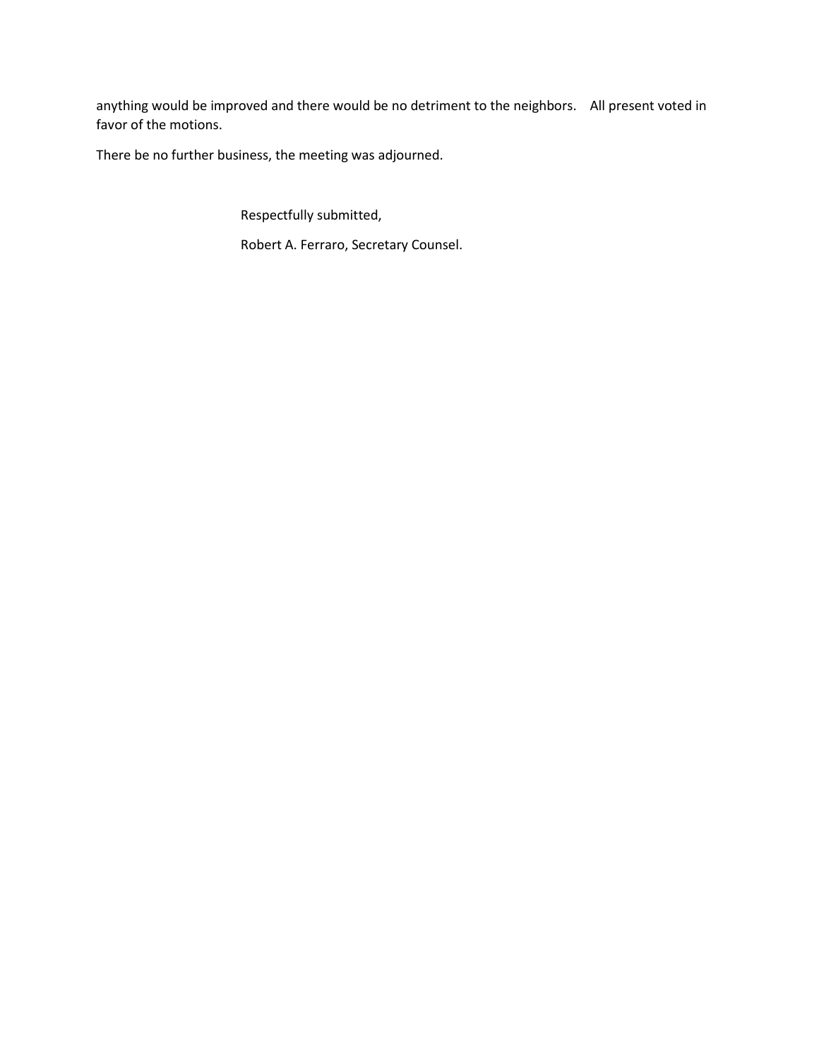anything would be improved and there would be no detriment to the neighbors. All present voted in favor of the motions.

There be no further business, the meeting was adjourned.

Respectfully submitted,

Robert A. Ferraro, Secretary Counsel.